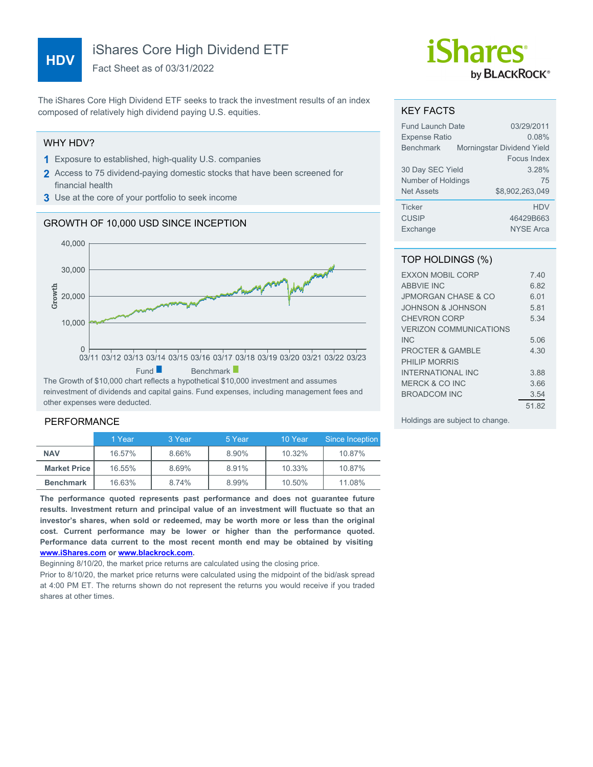# HDV

## iShares Core High Dividend ETF

Fact Sheet as of 03/31/2022

iShares by BlackRock

The iShares Core High Dividend ETF seeks to track the investment results of an index composed of relatively high dividend paying U.S. equities.

## WHY HDV?

1. Exposure to established, high-quality U.S. companies
2. Access to 75 dividend-paying domestic stocks that have been screened for financial health
3. Use at the core of your portfolio to seek income

## GROWTH OF 10,000 USD SINCE INCEPTION

Fund | Benchmark

The Growth of $10,000 chart reflects a hypothetical $10,000 investment and assumes reinvestment of dividends and capital gains. Fund expenses, including management fees and other expenses were deducted.

## PERFORMANCE

| | 1 Year | 3 Year | 5 Year | 10 Year | Since Inception |
|---|---|---|---|---|---|
| **NAV** | 16.57% | 8.66% | 8.90% | 10.32% | 10.87% |
| **Market Price** | 16.55% | 8.69% | 8.91% | 10.33% | 10.87% |
| **Benchmark** | 16.63% | 8.74% | 8.99% | 10.50% | 11.08% |

**The performance quoted represents past performance and does not guarantee future results. Investment return and principal value of an investment will fluctuate so that an investor's shares, when sold or redeemed, may be worth more or less than the original cost. Current performance may be lower or higher than the performance quoted. Performance data current to the most recent month end may be obtained by visiting www.iShares.com or www.blackrock.com.**

Beginning 8/10/20, the market price returns are calculated using the closing price.

Prior to 8/10/20, the market price returns were calculated using the midpoint of the bid/ask spread at 4:00 PM ET. The returns shown do not represent the returns you would receive if you traded shares at other times.

## KEY FACTS

| | |
|---|---|
| Fund Launch Date | 03/29/2011 |
| Expense Ratio | 0.08% |
| Benchmark | Morningstar Dividend Yield Focus Index |
| 30 Day SEC Yield | 3.28% |
| Number of Holdings | 75 |
| Net Assets | $8,902,263,049 |
| Ticker | HDV |
| CUSIP | 46429B663 |
| Exchange | NYSE Arca |

## TOP HOLDINGS (%)

| | |
|---|---|
| EXXON MOBIL CORP | 7.40 |
| ABBVIE INC | 6.82 |
| JPMORGAN CHASE & CO | 6.01 |
| JOHNSON & JOHNSON | 5.81 |
| CHEVRON CORP | 5.34 |
| VERIZON COMMUNICATIONS INC | 5.06 |
| PROCTER & GAMBLE | 4.30 |
| PHILIP MORRIS INTERNATIONAL INC | 3.88 |
| MERCK & CO INC | 3.66 |
| BROADCOM INC | 3.54 |
| | 51.82 |

Holdings are subject to change.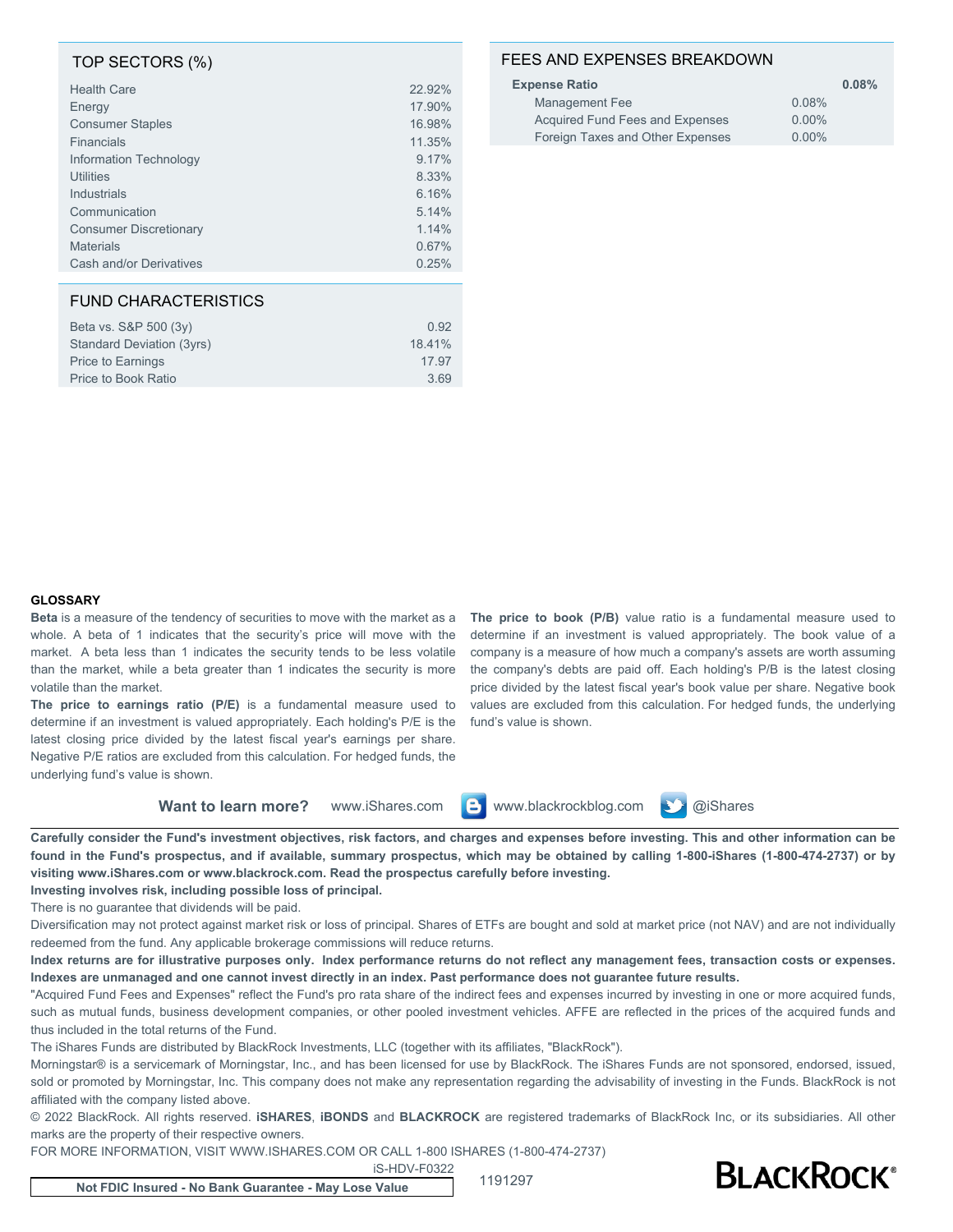## TOP SECTORS (%)

| Sector | % |
|---|---|
| Health Care | 22.92% |
| Energy | 17.90% |
| Consumer Staples | 16.98% |
| Financials | 11.35% |
| Information Technology | 9.17% |
| Utilities | 8.33% |
| Industrials | 6.16% |
| Communication | 5.14% |
| Consumer Discretionary | 1.14% |
| Materials | 0.67% |
| Cash and/or Derivatives | 0.25% |

## FUND CHARACTERISTICS

| Characteristic | Value |
|---|---|
| Beta vs. S&P 500 (3y) | 0.92 |
| Standard Deviation (3yrs) | 18.41% |
| Price to Earnings | 17.97 |
| Price to Book Ratio | 3.69 |

## FEES AND EXPENSES BREAKDOWN

| | | |
|---|---|---|
| **Expense Ratio** | | **0.08%** |
| Management Fee | 0.08% | |
| Acquired Fund Fees and Expenses | 0.00% | |
| Foreign Taxes and Other Expenses | 0.00% | |

### GLOSSARY

**Beta** is a measure of the tendency of securities to move with the market as a whole. A beta of 1 indicates that the security's price will move with the market. A beta less than 1 indicates the security tends to be less volatile than the market, while a beta greater than 1 indicates the security is more volatile than the market.

**The price to earnings ratio (P/E)** is a fundamental measure used to determine if an investment is valued appropriately. Each holding's P/E is the latest closing price divided by the latest fiscal year's earnings per share. Negative P/E ratios are excluded from this calculation. For hedged funds, the underlying fund's value is shown.

**The price to book (P/B)** value ratio is a fundamental measure used to determine if an investment is valued appropriately. The book value of a company is a measure of how much a company's assets are worth assuming the company's debts are paid off. Each holding's P/B is the latest closing price divided by the latest fiscal year's book value per share. Negative book values are excluded from this calculation. For hedged funds, the underlying fund's value is shown.

**Want to learn more?** www.iShares.com www.blackrockblog.com @iShares

**Carefully consider the Fund's investment objectives, risk factors, and charges and expenses before investing. This and other information can be found in the Fund's prospectus, and if available, summary prospectus, which may be obtained by calling 1-800-iShares (1-800-474-2737) or by visiting www.iShares.com or www.blackrock.com. Read the prospectus carefully before investing.**

**Investing involves risk, including possible loss of principal.**

There is no guarantee that dividends will be paid.

Diversification may not protect against market risk or loss of principal. Shares of ETFs are bought and sold at market price (not NAV) and are not individually redeemed from the fund. Any applicable brokerage commissions will reduce returns.

**Index returns are for illustrative purposes only. Index performance returns do not reflect any management fees, transaction costs or expenses. Indexes are unmanaged and one cannot invest directly in an index. Past performance does not guarantee future results.**

"Acquired Fund Fees and Expenses" reflect the Fund's pro rata share of the indirect fees and expenses incurred by investing in one or more acquired funds, such as mutual funds, business development companies, or other pooled investment vehicles. AFFE are reflected in the prices of the acquired funds and thus included in the total returns of the Fund.

The iShares Funds are distributed by BlackRock Investments, LLC (together with its affiliates, "BlackRock").

Morningstar® is a servicemark of Morningstar, Inc., and has been licensed for use by BlackRock. The iShares Funds are not sponsored, endorsed, issued, sold or promoted by Morningstar, Inc. This company does not make any representation regarding the advisability of investing in the Funds. BlackRock is not affiliated with the company listed above.

© 2022 BlackRock. All rights reserved. **iSHARES**, **iBONDS** and **BLACKROCK** are registered trademarks of BlackRock Inc, or its subsidiaries. All other marks are the property of their respective owners.

FOR MORE INFORMATION, VISIT WWW.ISHARES.COM OR CALL 1-800 ISHARES (1-800-474-2737)

iS-HDV-F0322

**Not FDIC Insured - No Bank Guarantee - May Lose Value**

1191297

BLACKROCK®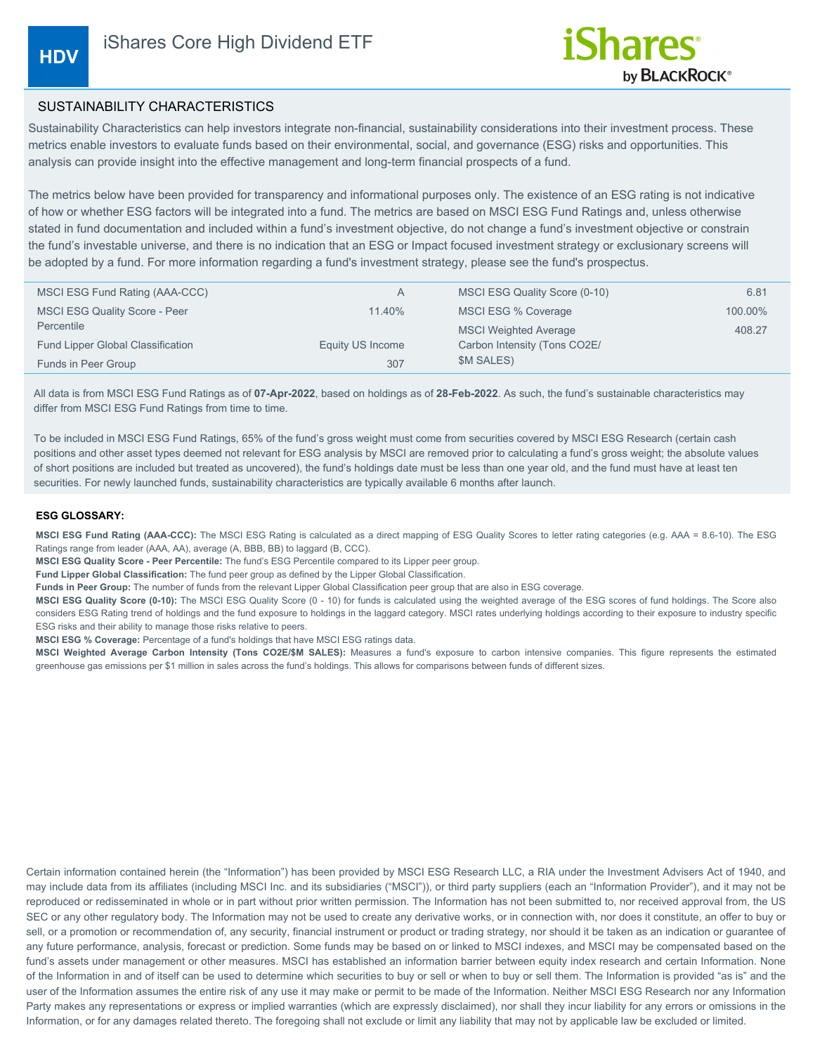# HDV iShares Core High Dividend ETF

## SUSTAINABILITY CHARACTERISTICS

Sustainability Characteristics can help investors integrate non-financial, sustainability considerations into their investment process. These metrics enable investors to evaluate funds based on their environmental, social, and governance (ESG) risks and opportunities. This analysis can provide insight into the effective management and long-term financial prospects of a fund.

The metrics below have been provided for transparency and informational purposes only. The existence of an ESG rating is not indicative of how or whether ESG factors will be integrated into a fund. The metrics are based on MSCI ESG Fund Ratings and, unless otherwise stated in fund documentation and included within a fund's investment objective, do not change a fund's investment objective or constrain the fund's investable universe, and there is no indication that an ESG or Impact focused investment strategy or exclusionary screens will be adopted by a fund. For more information regarding a fund's investment strategy, please see the fund's prospectus.

| | | | |
|---|---|---|---|
| MSCI ESG Fund Rating (AAA-CCC) | A | MSCI ESG Quality Score (0-10) | 6.81 |
| MSCI ESG Quality Score - Peer Percentile | 11.40% | MSCI ESG % Coverage | 100.00% |
| Fund Lipper Global Classification | Equity US Income | MSCI Weighted Average Carbon Intensity (Tons CO2E/ $M SALES) | 408.27 |
| Funds in Peer Group | 307 | | |

All data is from MSCI ESG Fund Ratings as of **07-Apr-2022**, based on holdings as of **28-Feb-2022**. As such, the fund's sustainable characteristics may differ from MSCI ESG Fund Ratings from time to time.

To be included in MSCI ESG Fund Ratings, 65% of the fund's gross weight must come from securities covered by MSCI ESG Research (certain cash positions and other asset types deemed not relevant for ESG analysis by MSCI are removed prior to calculating a fund's gross weight; the absolute values of short positions are included but treated as uncovered), the fund's holdings date must be less than one year old, and the fund must have at least ten securities. For newly launched funds, sustainability characteristics are typically available 6 months after launch.

### ESG GLOSSARY:

**MSCI ESG Fund Rating (AAA-CCC):** The MSCI ESG Rating is calculated as a direct mapping of ESG Quality Scores to letter rating categories (e.g. AAA = 8.6-10). The ESG Ratings range from leader (AAA, AA), average (A, BBB, BB) to laggard (B, CCC).

**MSCI ESG Quality Score - Peer Percentile:** The fund's ESG Percentile compared to its Lipper peer group.

**Fund Lipper Global Classification:** The fund peer group as defined by the Lipper Global Classification.

**Funds in Peer Group:** The number of funds from the relevant Lipper Global Classification peer group that are also in ESG coverage.

**MSCI ESG Quality Score (0-10):** The MSCI ESG Quality Score (0 - 10) for funds is calculated using the weighted average of the ESG scores of fund holdings. The Score also considers ESG Rating trend of holdings and the fund exposure to holdings in the laggard category. MSCI rates underlying holdings according to their exposure to industry specific ESG risks and their ability to manage those risks relative to peers.

**MSCI ESG % Coverage:** Percentage of a fund's holdings that have MSCI ESG ratings data.

**MSCI Weighted Average Carbon Intensity (Tons CO2E/$M SALES):** Measures a fund's exposure to carbon intensive companies. This figure represents the estimated greenhouse gas emissions per $1 million in sales across the fund's holdings. This allows for comparisons between funds of different sizes.

Certain information contained herein (the "Information") has been provided by MSCI ESG Research LLC, a RIA under the Investment Advisers Act of 1940, and may include data from its affiliates (including MSCI Inc. and its subsidiaries ("MSCI")), or third party suppliers (each an "Information Provider"), and it may not be reproduced or redisseminated in whole or in part without prior written permission. The Information has not been submitted to, nor received approval from, the US SEC or any other regulatory body. The Information may not be used to create any derivative works, or in connection with, nor does it constitute, an offer to buy or sell, or a promotion or recommendation of, any security, financial instrument or product or trading strategy, nor should it be taken as an indication or guarantee of any future performance, analysis, forecast or prediction. Some funds may be based on or linked to MSCI indexes, and MSCI may be compensated based on the fund's assets under management or other measures. MSCI has established an information barrier between equity index research and certain Information. None of the Information in and of itself can be used to determine which securities to buy or sell or when to buy or sell them. The Information is provided "as is" and the user of the Information assumes the entire risk of any use it may make or permit to be made of the Information. Neither MSCI ESG Research nor any Information Party makes any representations or express or implied warranties (which are expressly disclaimed), nor shall they incur liability for any errors or omissions in the Information, or for any damages related thereto. The foregoing shall not exclude or limit any liability that may not by applicable law be excluded or limited.